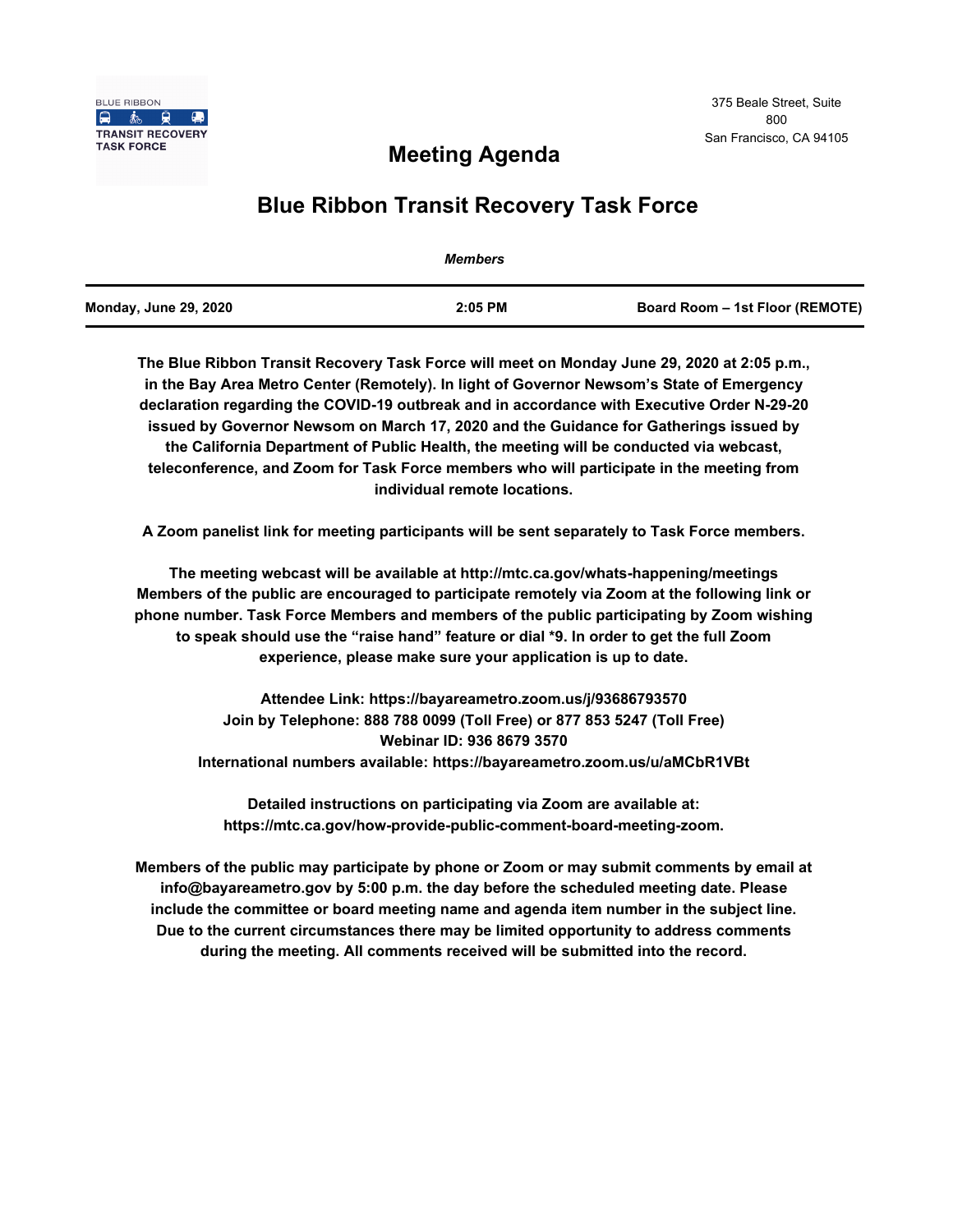BLUE RIBBON
TRANSIT RECOVERY TASK FORCE

375 Beale Street, Suite 800
San Francisco, CA 94105

# Meeting Agenda

## Blue Ribbon Transit Recovery Task Force

*Members*

| Monday, June 29, 2020 | 2:05 PM | Board Room – 1st Floor (REMOTE) |
| --- | --- | --- |

**The Blue Ribbon Transit Recovery Task Force will meet on Monday June 29, 2020 at 2:05 p.m., in the Bay Area Metro Center (Remotely). In light of Governor Newsom's State of Emergency declaration regarding the COVID-19 outbreak and in accordance with Executive Order N-29-20 issued by Governor Newsom on March 17, 2020 and the Guidance for Gatherings issued by the California Department of Public Health, the meeting will be conducted via webcast, teleconference, and Zoom for Task Force members who will participate in the meeting from individual remote locations.**

**A Zoom panelist link for meeting participants will be sent separately to Task Force members.**

**The meeting webcast will be available at http://mtc.ca.gov/whats-happening/meetings Members of the public are encouraged to participate remotely via Zoom at the following link or phone number. Task Force Members and members of the public participating by Zoom wishing to speak should use the "raise hand" feature or dial *9. In order to get the full Zoom experience, please make sure your application is up to date.**

**Attendee Link: https://bayareametro.zoom.us/j/93686793570**
**Join by Telephone: 888 788 0099 (Toll Free) or 877 853 5247 (Toll Free)**
**Webinar ID: 936 8679 3570**
**International numbers available: https://bayareametro.zoom.us/u/aMCbR1VBt**

**Detailed instructions on participating via Zoom are available at: https://mtc.ca.gov/how-provide-public-comment-board-meeting-zoom.**

**Members of the public may participate by phone or Zoom or may submit comments by email at info@bayareametro.gov by 5:00 p.m. the day before the scheduled meeting date. Please include the committee or board meeting name and agenda item number in the subject line. Due to the current circumstances there may be limited opportunity to address comments during the meeting. All comments received will be submitted into the record.**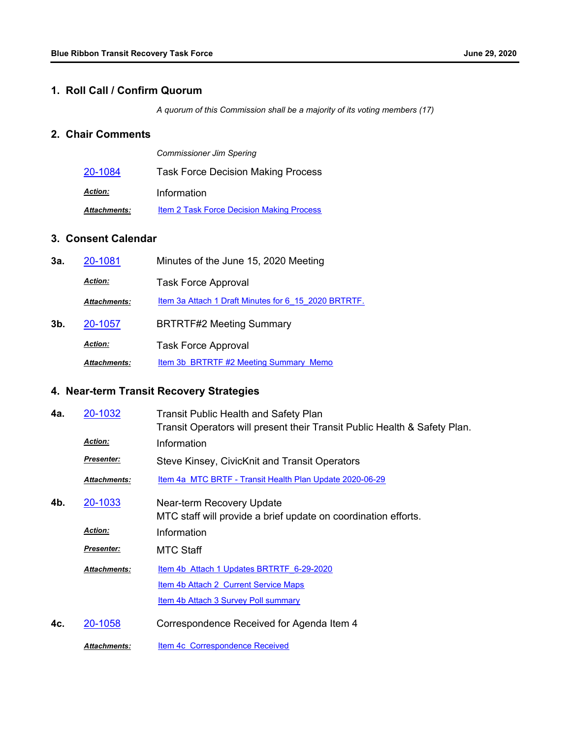## 1. Roll Call / Confirm Quorum

*A quorum of this Commission shall be a majority of its voting members (17)*

## 2. Chair Comments

*Commissioner Jim Spering*

20-1084 Task Force Decision Making Process

***Action:*** Information

***Attachments:*** Item 2 Task Force Decision Making Process

## 3. Consent Calendar

**3a.** 20-1081 Minutes of the June 15, 2020 Meeting

***Action:*** Task Force Approval

***Attachments:*** Item 3a Attach 1 Draft Minutes for 6_15_2020 BRTRTF.

**3b.** 20-1057 BRTRTF#2 Meeting Summary

***Action:*** Task Force Approval

***Attachments:*** Item 3b BRTRTF #2 Meeting Summary Memo

## 4. Near-term Transit Recovery Strategies

**4a.** 20-1032 Transit Public Health and Safety Plan
Transit Operators will present their Transit Public Health & Safety Plan.

***Action:*** Information

***Presenter:*** Steve Kinsey, CivicKnit and Transit Operators

***Attachments:*** Item 4a MTC BRTF - Transit Health Plan Update 2020-06-29

**4b.** 20-1033 Near-term Recovery Update
MTC staff will provide a brief update on coordination efforts.

***Action:*** Information

***Presenter:*** MTC Staff

***Attachments:*** Item 4b Attach 1 Updates BRTRTF_6-29-2020

Item 4b Attach 2 Current Service Maps

Item 4b Attach 3 Survey Poll summary

**4c.** 20-1058 Correspondence Received for Agenda Item 4

***Attachments:*** Item 4c Correspondence Received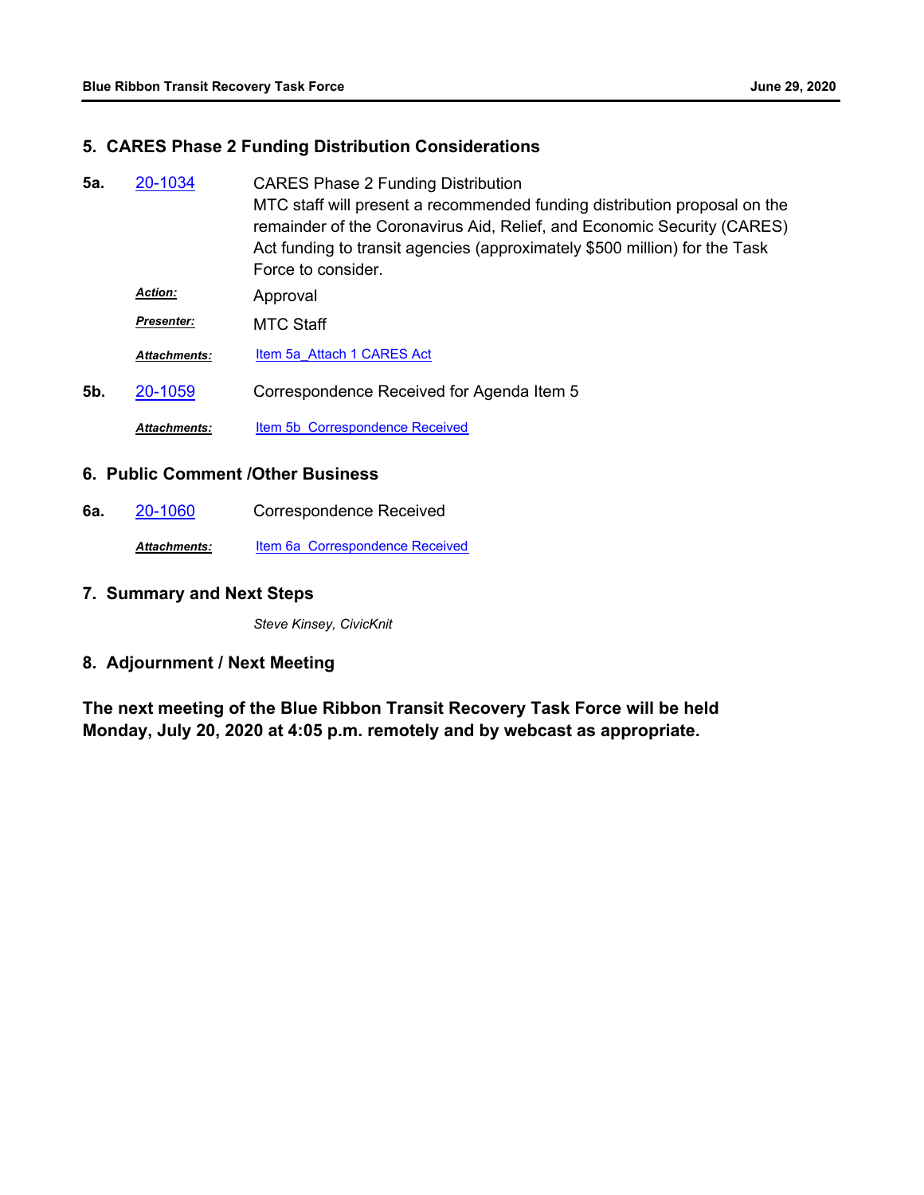## 5. CARES Phase 2 Funding Distribution Considerations

**5a.** 20-1034 CARES Phase 2 Funding Distribution

MTC staff will present a recommended funding distribution proposal on the remainder of the Coronavirus Aid, Relief, and Economic Security (CARES) Act funding to transit agencies (approximately $500 million) for the Task Force to consider.

***Action:*** Approval

***Presenter:*** MTC Staff

***Attachments:*** Item 5a_Attach 1 CARES Act

**5b.** 20-1059 Correspondence Received for Agenda Item 5

***Attachments:*** Item 5b_Correspondence Received

## 6. Public Comment /Other Business

**6a.** 20-1060 Correspondence Received

***Attachments:*** Item 6a_Correspondence Received

## 7. Summary and Next Steps

*Steve Kinsey, CivicKnit*

## 8. Adjournment / Next Meeting

**The next meeting of the Blue Ribbon Transit Recovery Task Force will be held Monday, July 20, 2020 at 4:05 p.m. remotely and by webcast as appropriate.**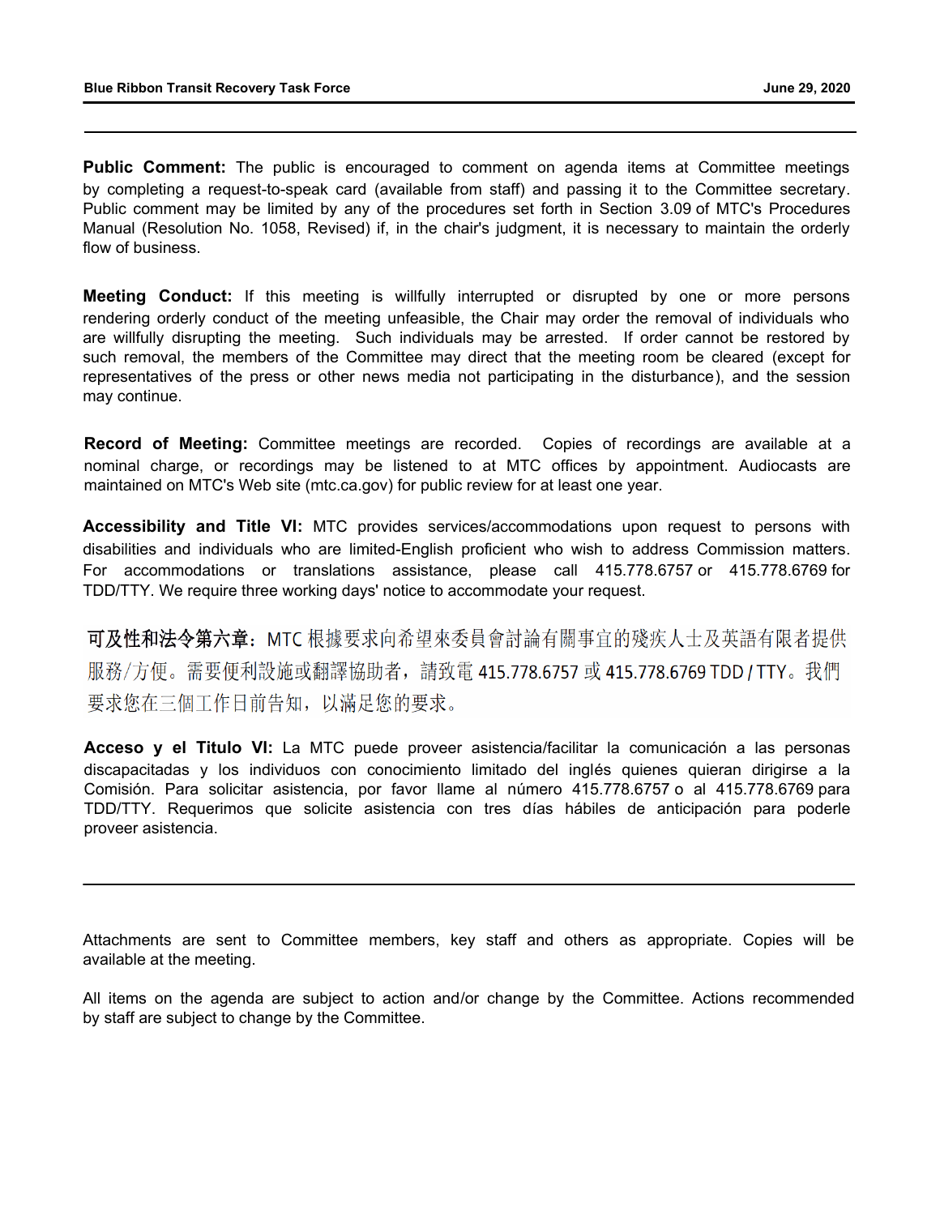**Public Comment:** The public is encouraged to comment on agenda items at Committee meetings by completing a request-to-speak card (available from staff) and passing it to the Committee secretary. Public comment may be limited by any of the procedures set forth in Section 3.09 of MTC's Procedures Manual (Resolution No. 1058, Revised) if, in the chair's judgment, it is necessary to maintain the orderly flow of business.

**Meeting Conduct:** If this meeting is willfully interrupted or disrupted by one or more persons rendering orderly conduct of the meeting unfeasible, the Chair may order the removal of individuals who are willfully disrupting the meeting. Such individuals may be arrested. If order cannot be restored by such removal, the members of the Committee may direct that the meeting room be cleared (except for representatives of the press or other news media not participating in the disturbance), and the session may continue.

**Record of Meeting:** Committee meetings are recorded. Copies of recordings are available at a nominal charge, or recordings may be listened to at MTC offices by appointment. Audiocasts are maintained on MTC's Web site (mtc.ca.gov) for public review for at least one year.

**Accessibility and Title VI:** MTC provides services/accommodations upon request to persons with disabilities and individuals who are limited-English proficient who wish to address Commission matters. For accommodations or translations assistance, please call 415.778.6757 or 415.778.6769 for TDD/TTY. We require three working days' notice to accommodate your request.

**可及性和法令第六章**：MTC 根據要求向希望來委員會討論有關事宜的殘疾人士及英語有限者提供服務/方便。需要便利設施或翻譯協助者，請致電 415.778.6757 或 415.778.6769 TDD / TTY。我們要求您在三個工作日前告知，以滿足您的要求。

**Acceso y el Titulo VI:** La MTC puede proveer asistencia/facilitar la comunicación a las personas discapacitadas y los individuos con conocimiento limitado del inglés quienes quieran dirigirse a la Comisión. Para solicitar asistencia, por favor llame al número 415.778.6757 o al 415.778.6769 para TDD/TTY. Requerimos que solicite asistencia con tres días hábiles de anticipación para poderle proveer asistencia.

---

Attachments are sent to Committee members, key staff and others as appropriate. Copies will be available at the meeting.

All items on the agenda are subject to action and/or change by the Committee. Actions recommended by staff are subject to change by the Committee.